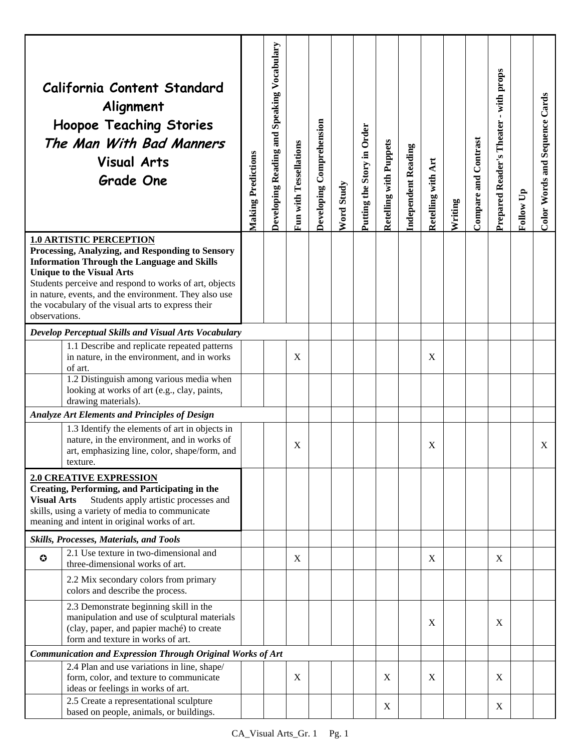# California Content Standard Alignment
# Hoopoe Teaching Stories
# *The Man With Bad Manners*
# Visual Arts
# Grade One

| | Standard | Making Predictions | Developing Reading and Speaking Vocabulary | Fun with Tessellations | Developing Comprehension | Word Study | Putting the Story in Order | Retelling with Puppets | Independent Reading | Retelling with Art | Writing | Compare and Contrast | Prepared Reader's Theater - with props | Follow Up | Color Words and Sequence Cards |
|---|---|---|---|---|---|---|---|---|---|---|---|---|---|---|---|
| **1.0 ARTISTIC PERCEPTION** **Processing, Analyzing, and Responding to Sensory Information Through the Language and Skills Unique to the Visual Arts** Students perceive and respond to works of art, objects in nature, events, and the environment. They also use the vocabulary of the visual arts to express their observations. | | | | | | | | | | | | | | | |
| ***Develop Perceptual Skills and Visual Arts Vocabulary*** | | | | | | | | | | | | | | | |
| | 1.1 Describe and replicate repeated patterns in nature, in the environment, and in works of art. | | | X | | | | | | X | | | | | |
| | 1.2 Distinguish among various media when looking at works of art (e.g., clay, paints, drawing materials). | | | | | | | | | | | | | | |
| ***Analyze Art Elements and Principles of Design*** | | | | | | | | | | | | | | | |
| | 1.3 Identify the elements of art in objects in nature, in the environment, and in works of art, emphasizing line, color, shape/form, and texture. | | | X | | | | | | X | | | | | X |
| **2.0 CREATIVE EXPRESSION** **Creating, Performing, and Participating in the Visual Arts** Students apply artistic processes and skills, using a variety of media to communicate meaning and intent in original works of art. | | | | | | | | | | | | | | | |
| ***Skills, Processes, Materials, and Tools*** | | | | | | | | | | | | | | | |
| ✪ | 2.1 Use texture in two-dimensional and three-dimensional works of art. | | | X | | | | | | X | | | X | | |
| | 2.2 Mix secondary colors from primary colors and describe the process. | | | | | | | | | | | | | | |
| | 2.3 Demonstrate beginning skill in the manipulation and use of sculptural materials (clay, paper, and papier maché) to create form and texture in works of art. | | | | | | | | | X | | | X | | |
| ***Communication and Expression Through Original Works of Art*** | | | | | | | | | | | | | | | |
| | 2.4 Plan and use variations in line, shape/ form, color, and texture to communicate ideas or feelings in works of art. | | | X | | | | X | | X | | | X | | |
| | 2.5 Create a representational sculpture based on people, animals, or buildings. | | | | | | | X | | | | | X | | |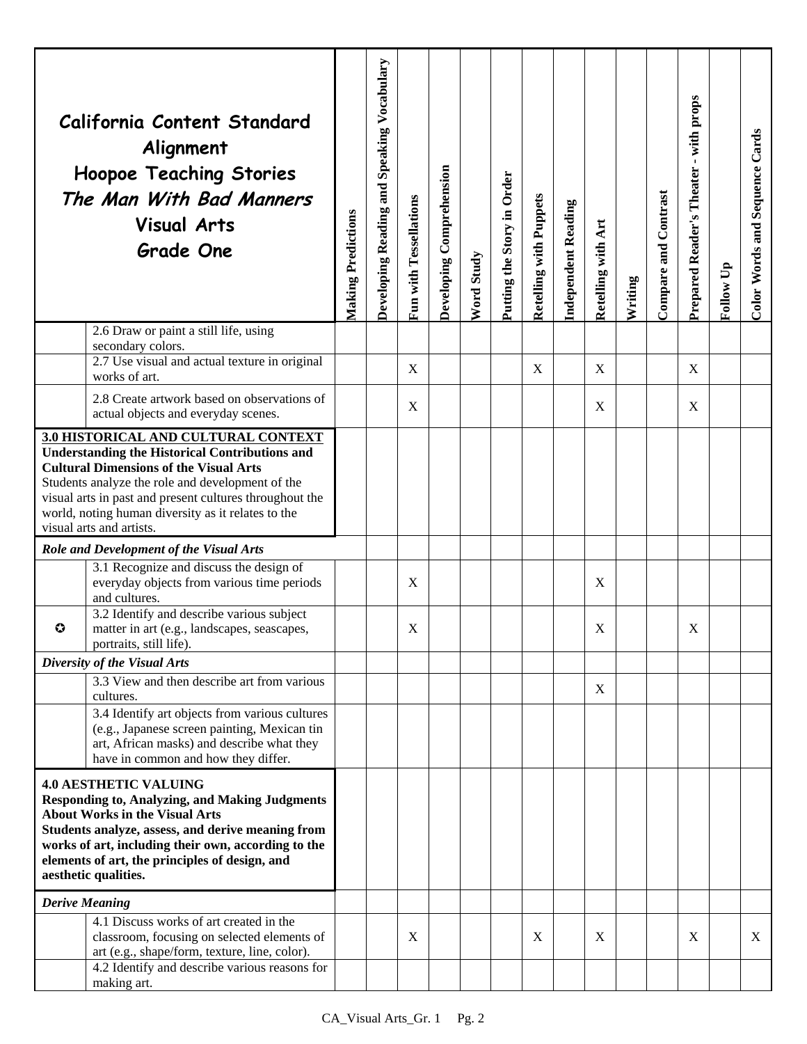| California Content Standard Alignment<br>Hoopoe Teaching Stories<br>*The Man With Bad Manners*<br>Visual Arts<br>Grade One | | Making Predictions | Developing Reading and Speaking Vocabulary | Fun with Tessellations | Developing Comprehension | Word Study | Putting the Story in Order | Retelling with Puppets | Independent Reading | Retelling with Art | Writing | Compare and Contrast | Prepared Reader's Theater - with props | Follow Up | Color Words and Sequence Cards |
|---|---|---|---|---|---|---|---|---|---|---|---|---|---|---|---|
| | 2.6 Draw or paint a still life, using secondary colors. | | | | | | | | | | | | | | |
| | 2.7 Use visual and actual texture in original works of art. | | | X | | | | X | | X | | | X | | |
| | 2.8 Create artwork based on observations of actual objects and everyday scenes. | | | X | | | | | | X | | | X | | |
| **3.0 HISTORICAL AND CULTURAL CONTEXT**<br>**Understanding the Historical Contributions and Cultural Dimensions of the Visual Arts**<br>Students analyze the role and development of the visual arts in past and present cultures throughout the world, noting human diversity as it relates to the visual arts and artists. | | | | | | | | | | | | | | | |
| ***Role and Development of the Visual Arts*** | | | | | | | | | | | | | | | |
| | 3.1 Recognize and discuss the design of everyday objects from various time periods and cultures. | | | X | | | | | | X | | | | | |
| ✪ | 3.2 Identify and describe various subject matter in art (e.g., landscapes, seascapes, portraits, still life). | | | X | | | | | | X | | | X | | |
| ***Diversity of the Visual Arts*** | | | | | | | | | | | | | | | |
| | 3.3 View and then describe art from various cultures. | | | | | | | | | X | | | | | |
| | 3.4 Identify art objects from various cultures (e.g., Japanese screen painting, Mexican tin art, African masks) and describe what they have in common and how they differ. | | | | | | | | | | | | | | |
| **4.0 AESTHETIC VALUING**<br>**Responding to, Analyzing, and Making Judgments About Works in the Visual Arts**<br>**Students analyze, assess, and derive meaning from works of art, including their own, according to the elements of art, the principles of design, and aesthetic qualities.** | | | | | | | | | | | | | | | |
| ***Derive Meaning*** | | | | | | | | | | | | | | | |
| | 4.1 Discuss works of art created in the classroom, focusing on selected elements of art (e.g., shape/form, texture, line, color). | | | X | | | | X | | X | | | X | | X |
| | 4.2 Identify and describe various reasons for making art. | | | | | | | | | | | | | | |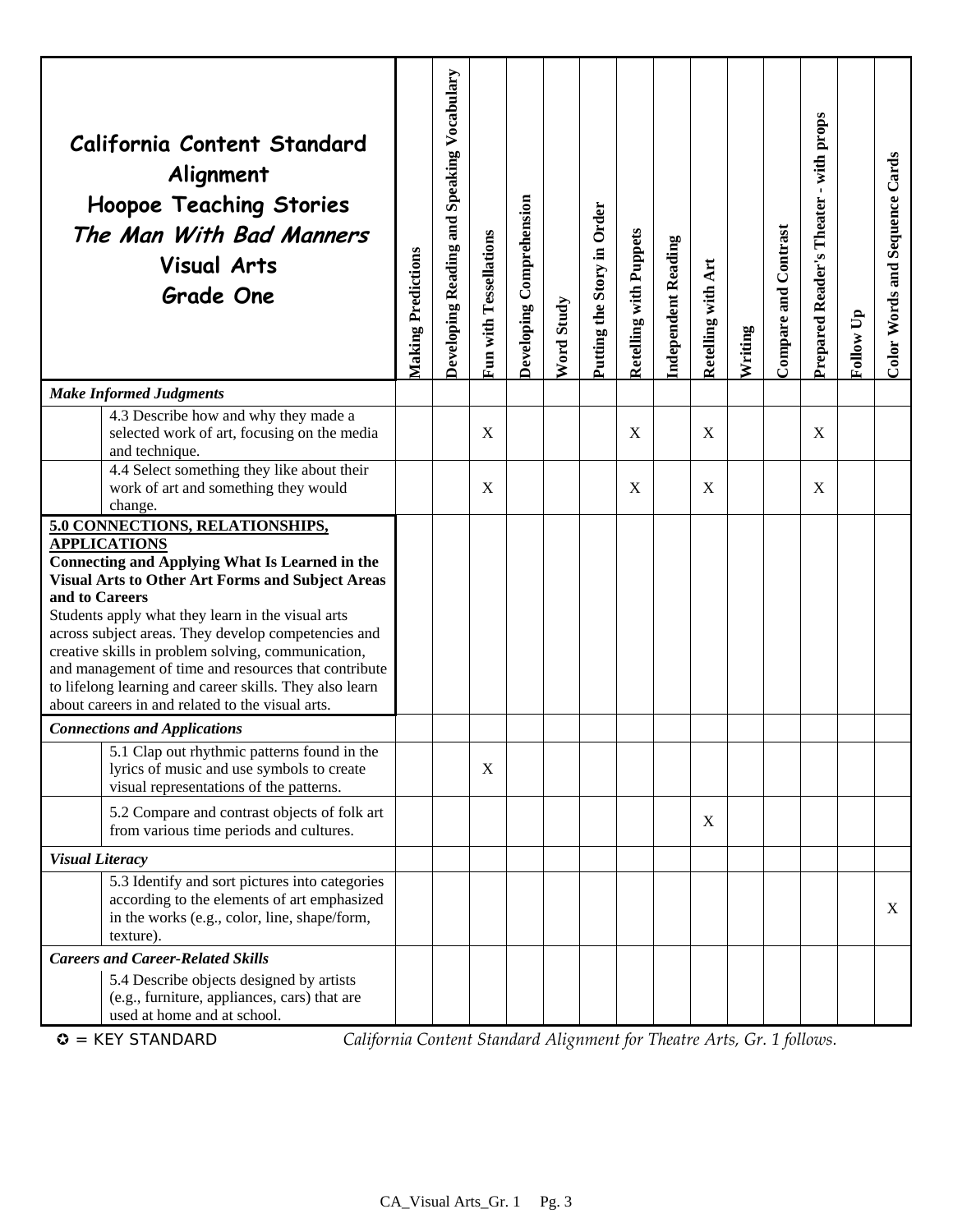| California Content Standard Alignment<br>Hoopoe Teaching Stories<br>*The Man With Bad Manners*<br>Visual Arts<br>Grade One | Making Predictions | Developing Reading and Speaking Vocabulary | Fun with Tessellations | Developing Comprehension | Word Study | Putting the Story in Order | Retelling with Puppets | Independent Reading | Retelling with Art | Writing | Compare and Contrast | Prepared Reader's Theater - with props | Follow Up | Color Words and Sequence Cards |
|---|---|---|---|---|---|---|---|---|---|---|---|---|---|---|
| ***Make Informed Judgments*** | | | | | | | | | | | | | | |
| 4.3 Describe how and why they made a selected work of art, focusing on the media and technique. | | | X | | | | X | | X | | | X | | |
| 4.4 Select something they like about their work of art and something they would change. | | | X | | | | X | | X | | | X | | |
| **5.0 CONNECTIONS, RELATIONSHIPS, APPLICATIONS**<br>**Connecting and Applying What Is Learned in the Visual Arts to Other Art Forms and Subject Areas and to Careers**<br>Students apply what they learn in the visual arts across subject areas. They develop competencies and creative skills in problem solving, communication, and management of time and resources that contribute to lifelong learning and career skills. They also learn about careers in and related to the visual arts. | | | | | | | | | | | | | | |
| ***Connections and Applications*** | | | | | | | | | | | | | | |
| 5.1 Clap out rhythmic patterns found in the lyrics of music and use symbols to create visual representations of the patterns. | | | X | | | | | | | | | | | |
| 5.2 Compare and contrast objects of folk art from various time periods and cultures. | | | | | | | | | X | | | | | |
| ***Visual Literacy*** | | | | | | | | | | | | | | |
| 5.3 Identify and sort pictures into categories according to the elements of art emphasized in the works (e.g., color, line, shape/form, texture). | | | | | | | | | | | | | | X |
| ***Careers and Career-Related Skills*** | | | | | | | | | | | | | | |
| 5.4 Describe objects designed by artists (e.g., furniture, appliances, cars) that are used at home and at school. | | | | | | | | | | | | | | |

✪ = KEY STANDARD *California Content Standard Alignment for Theatre Arts, Gr. 1 follows.*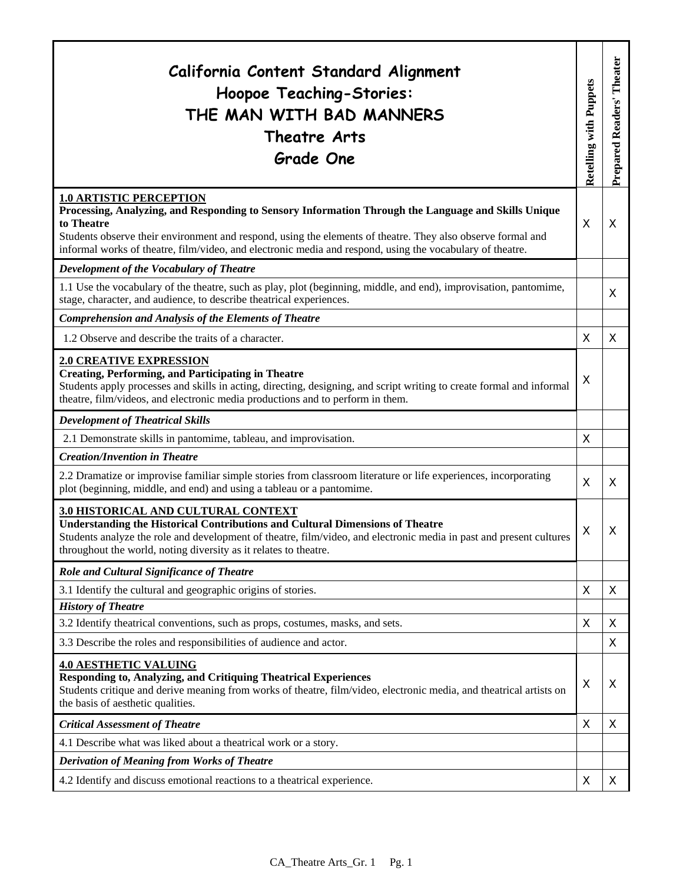| California Content Standard Alignment<br>Hoopoe Teaching-Stories:<br>THE MAN WITH BAD MANNERS<br>Theatre Arts<br>Grade One | Retelling with Puppets | Prepared Readers' Theater |
|---|---|---|
| **<u>1.0 ARTISTIC PERCEPTION</u>**<br>**Processing, Analyzing, and Responding to Sensory Information Through the Language and Skills Unique to Theatre**<br>Students observe their environment and respond, using the elements of theatre. They also observe formal and informal works of theatre, film/video, and electronic media and respond, using the vocabulary of theatre. | X | X |
| ***Development of the Vocabulary of Theatre*** | | |
| 1.1 Use the vocabulary of the theatre, such as play, plot (beginning, middle, and end), improvisation, pantomime, stage, character, and audience, to describe theatrical experiences. | | X |
| ***Comprehension and Analysis of the Elements of Theatre*** | | |
| 1.2 Observe and describe the traits of a character. | X | X |
| **<u>2.0 CREATIVE EXPRESSION</u>**<br>**Creating, Performing, and Participating in Theatre**<br>Students apply processes and skills in acting, directing, designing, and script writing to create formal and informal theatre, film/videos, and electronic media productions and to perform in them. | X | |
| ***Development of Theatrical Skills*** | | |
| 2.1 Demonstrate skills in pantomime, tableau, and improvisation. | X | |
| ***Creation/Invention in Theatre*** | | |
| 2.2 Dramatize or improvise familiar simple stories from classroom literature or life experiences, incorporating plot (beginning, middle, and end) and using a tableau or a pantomime. | X | X |
| **<u>3.0 HISTORICAL AND CULTURAL CONTEXT</u>**<br>**Understanding the Historical Contributions and Cultural Dimensions of Theatre**<br>Students analyze the role and development of theatre, film/video, and electronic media in past and present cultures throughout the world, noting diversity as it relates to theatre. | X | X |
| ***Role and Cultural Significance of Theatre*** | | |
| 3.1 Identify the cultural and geographic origins of stories. | X | X |
| ***History of Theatre*** | | |
| 3.2 Identify theatrical conventions, such as props, costumes, masks, and sets. | X | X |
| 3.3 Describe the roles and responsibilities of audience and actor. | | X |
| **<u>4.0 AESTHETIC VALUING</u>**<br>**Responding to, Analyzing, and Critiquing Theatrical Experiences**<br>Students critique and derive meaning from works of theatre, film/video, electronic media, and theatrical artists on the basis of aesthetic qualities. | X | X |
| ***Critical Assessment of Theatre*** | X | X |
| 4.1 Describe what was liked about a theatrical work or a story. | | |
| ***Derivation of Meaning from Works of Theatre*** | | |
| 4.2 Identify and discuss emotional reactions to a theatrical experience. | X | X |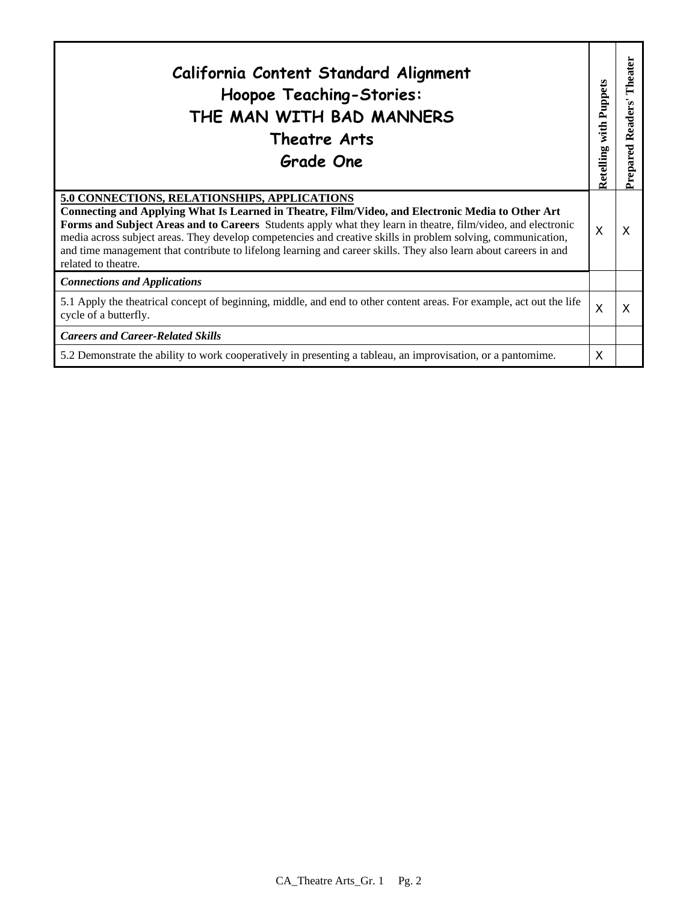| California Content Standard Alignment<br>Hoopoe Teaching-Stories:<br>THE MAN WITH BAD MANNERS<br>Theatre Arts<br>Grade One | Retelling with Puppets | Prepared Readers' Theater |
|---|---|---|
| **<u>5.0 CONNECTIONS, RELATIONSHIPS, APPLICATIONS</u>**<br>**Connecting and Applying What Is Learned in Theatre, Film/Video, and Electronic Media to Other Art Forms and Subject Areas and to Careers** Students apply what they learn in theatre, film/video, and electronic media across subject areas. They develop competencies and creative skills in problem solving, communication, and time management that contribute to lifelong learning and career skills. They also learn about careers in and related to theatre. | X | X |
| ***Connections and Applications*** | | |
| 5.1 Apply the theatrical concept of beginning, middle, and end to other content areas. For example, act out the life cycle of a butterfly. | X | X |
| ***Careers and Career-Related Skills*** | | |
| 5.2 Demonstrate the ability to work cooperatively in presenting a tableau, an improvisation, or a pantomime. | X | |